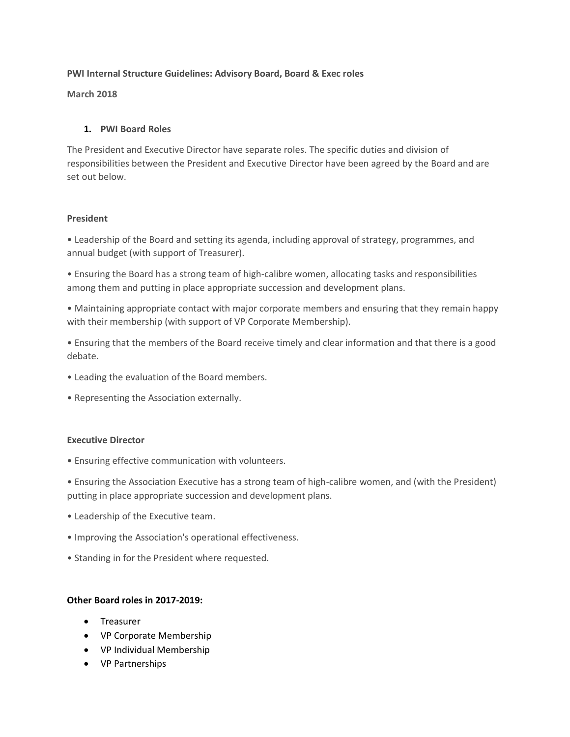**PWI Internal Structure Guidelines: Advisory Board, Board & Exec roles**

**March 2018**

## 1. PWI Board Roles

The President and Executive Director have separate roles. The specific duties and division of responsibilities between the President and Executive Director have been agreed by the Board and are set out below.

### President

• Leadership of the Board and setting its agenda, including approval of strategy, programmes, and annual budget (with support of Treasurer).

• Ensuring the Board has a strong team of high-calibre women, allocating tasks and responsibilities among them and putting in place appropriate succession and development plans.

• Maintaining appropriate contact with major corporate members and ensuring that they remain happy with their membership (with support of VP Corporate Membership).

• Ensuring that the members of the Board receive timely and clear information and that there is a good debate.

• Leading the evaluation of the Board members.

• Representing the Association externally.

### Executive Director

• Ensuring effective communication with volunteers.

• Ensuring the Association Executive has a strong team of high-calibre women, and (with the President) putting in place appropriate succession and development plans.

• Leadership of the Executive team.

• Improving the Association's operational effectiveness.

• Standing in for the President where requested.

### Other Board roles in 2017-2019:

- Treasurer
- VP Corporate Membership
- VP Individual Membership
- VP Partnerships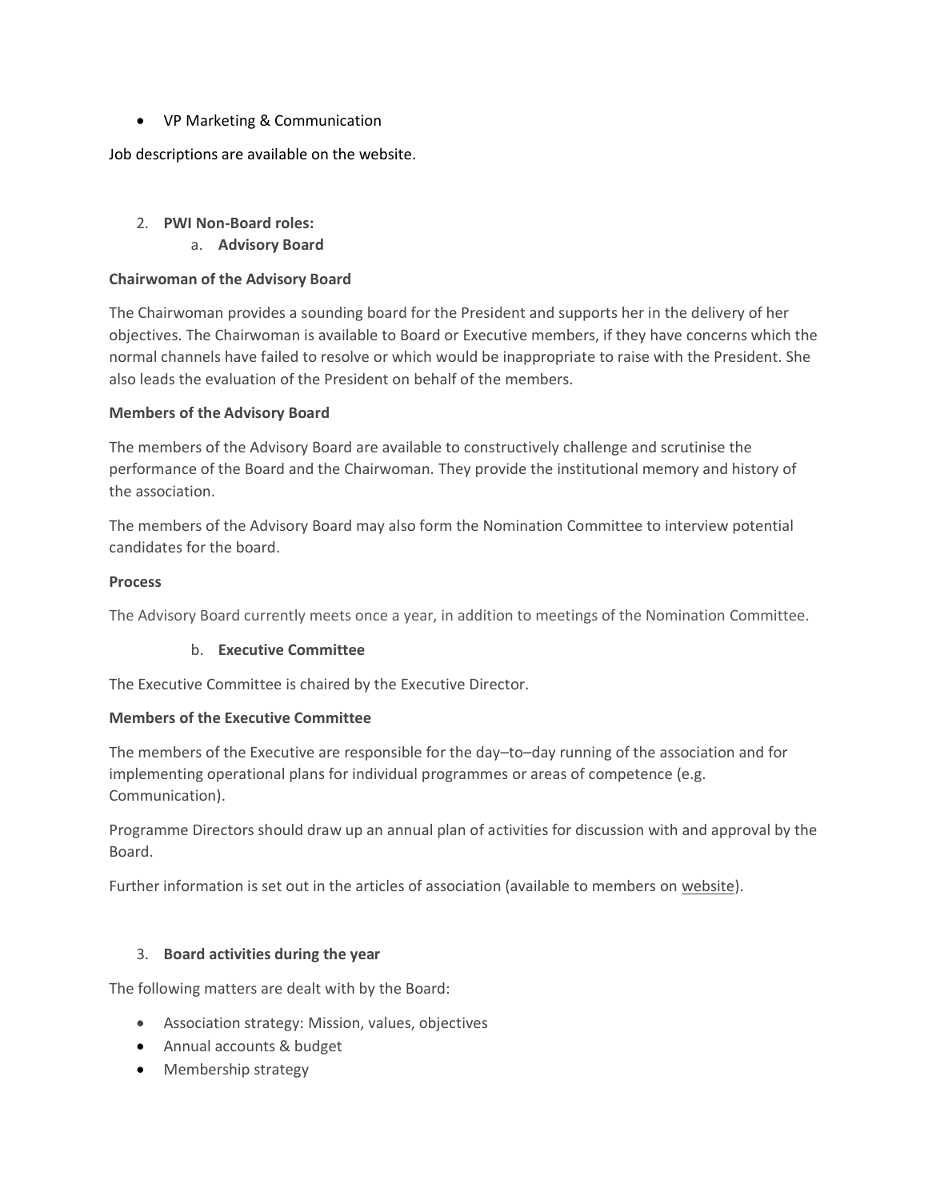- VP Marketing & Communication

Job descriptions are available on the website.

2. **PWI Non-Board roles:**
    a. **Advisory Board**

**Chairwoman of the Advisory Board**

The Chairwoman provides a sounding board for the President and supports her in the delivery of her objectives. The Chairwoman is available to Board or Executive members, if they have concerns which the normal channels have failed to resolve or which would be inappropriate to raise with the President. She also leads the evaluation of the President on behalf of the members.

**Members of the Advisory Board**

The members of the Advisory Board are available to constructively challenge and scrutinise the performance of the Board and the Chairwoman. They provide the institutional memory and history of the association.

The members of the Advisory Board may also form the Nomination Committee to interview potential candidates for the board.

**Process**

The Advisory Board currently meets once a year, in addition to meetings of the Nomination Committee.

    b. **Executive Committee**

The Executive Committee is chaired by the Executive Director.

**Members of the Executive Committee**

The members of the Executive are responsible for the day–to–day running of the association and for implementing operational plans for individual programmes or areas of competence (e.g. Communication).

Programme Directors should draw up an annual plan of activities for discussion with and approval by the Board.

Further information is set out in the articles of association (available to members on website).

3. **Board activities during the year**

The following matters are dealt with by the Board:

- Association strategy: Mission, values, objectives
- Annual accounts & budget
- Membership strategy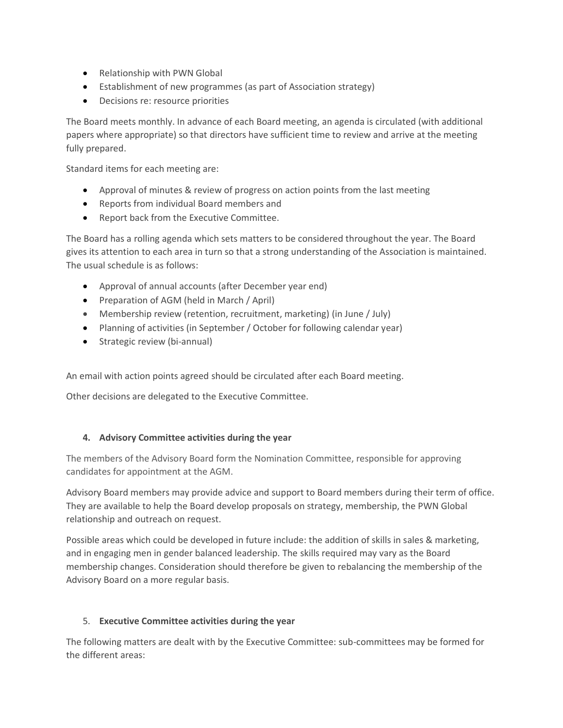- Relationship with PWN Global
- Establishment of new programmes (as part of Association strategy)
- Decisions re: resource priorities

The Board meets monthly. In advance of each Board meeting, an agenda is circulated (with additional papers where appropriate) so that directors have sufficient time to review and arrive at the meeting fully prepared.

Standard items for each meeting are:

- Approval of minutes & review of progress on action points from the last meeting
- Reports from individual Board members and
- Report back from the Executive Committee.

The Board has a rolling agenda which sets matters to be considered throughout the year. The Board gives its attention to each area in turn so that a strong understanding of the Association is maintained. The usual schedule is as follows:

- Approval of annual accounts (after December year end)
- Preparation of AGM (held in March / April)
- Membership review (retention, recruitment, marketing) (in June / July)
- Planning of activities (in September / October for following calendar year)
- Strategic review (bi-annual)

An email with action points agreed should be circulated after each Board meeting.

Other decisions are delegated to the Executive Committee.

#### 4. Advisory Committee activities during the year

The members of the Advisory Board form the Nomination Committee, responsible for approving candidates for appointment at the AGM.

Advisory Board members may provide advice and support to Board members during their term of office. They are available to help the Board develop proposals on strategy, membership, the PWN Global relationship and outreach on request.

Possible areas which could be developed in future include: the addition of skills in sales & marketing, and in engaging men in gender balanced leadership. The skills required may vary as the Board membership changes. Consideration should therefore be given to rebalancing the membership of the Advisory Board on a more regular basis.

#### 5. Executive Committee activities during the year

The following matters are dealt with by the Executive Committee: sub-committees may be formed for the different areas: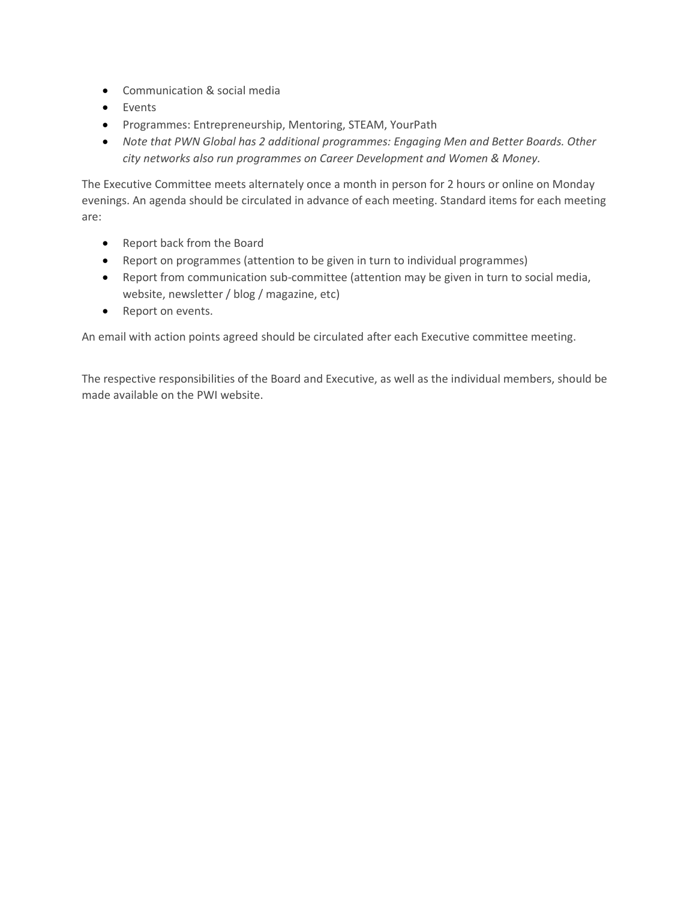- Communication & social media
- Events
- Programmes: Entrepreneurship, Mentoring, STEAM, YourPath
- *Note that PWN Global has 2 additional programmes: Engaging Men and Better Boards. Other city networks also run programmes on Career Development and Women & Money.*

The Executive Committee meets alternately once a month in person for 2 hours or online on Monday evenings. An agenda should be circulated in advance of each meeting. Standard items for each meeting are:

- Report back from the Board
- Report on programmes (attention to be given in turn to individual programmes)
- Report from communication sub-committee (attention may be given in turn to social media, website, newsletter / blog / magazine, etc)
- Report on events.

An email with action points agreed should be circulated after each Executive committee meeting.

The respective responsibilities of the Board and Executive, as well as the individual members, should be made available on the PWI website.